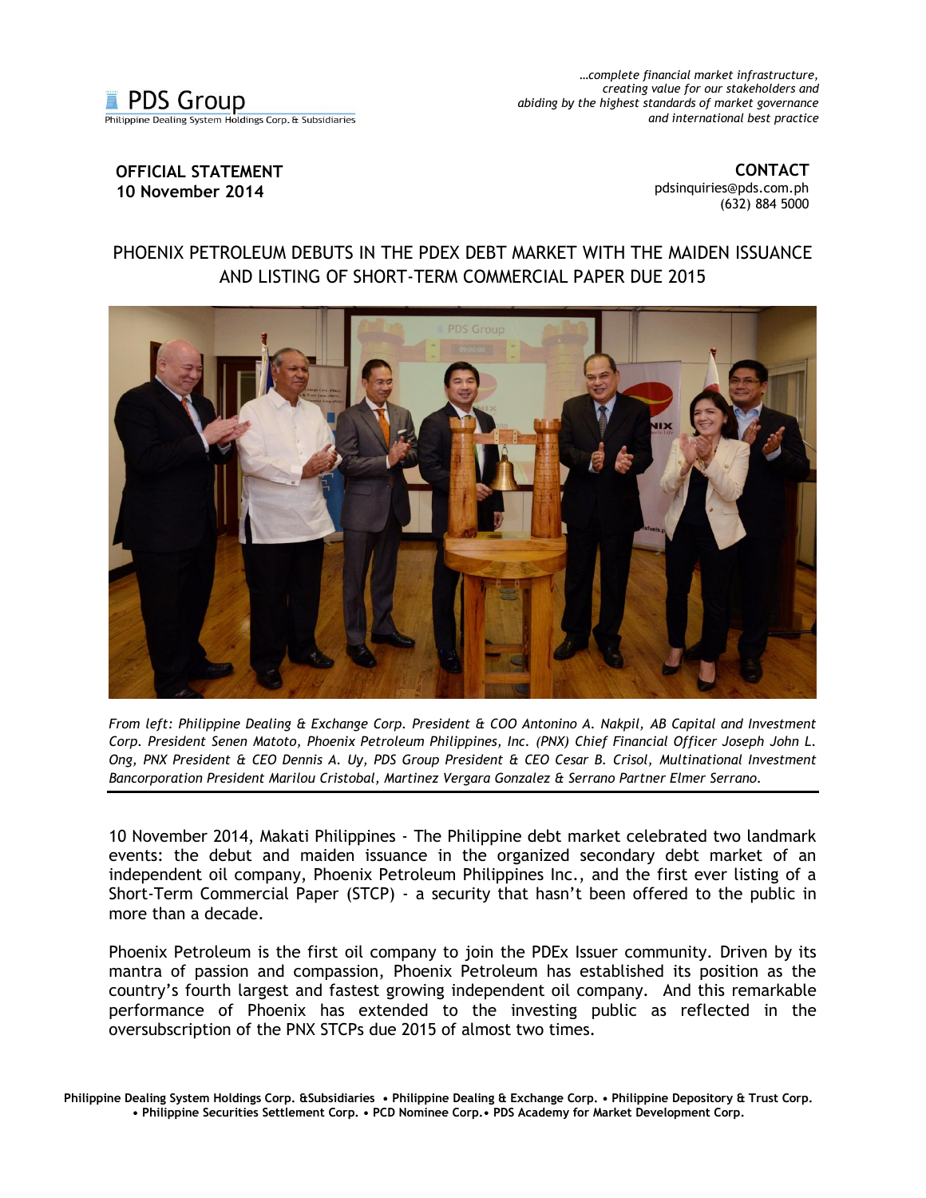PDS Group
Philippine Dealing System Holdings Corp. & Subsidiaries

*…complete financial market infrastructure, creating value for our stakeholders and abiding by the highest standards of market governance and international best practice*

**OFFICIAL STATEMENT**
**10 November 2014**

**CONTACT**
pdsinquiries@pds.com.ph
(632) 884 5000

# PHOENIX PETROLEUM DEBUTS IN THE PDEX DEBT MARKET WITH THE MAIDEN ISSUANCE AND LISTING OF SHORT-TERM COMMERCIAL PAPER DUE 2015

*From left: Philippine Dealing & Exchange Corp. President & COO Antonino A. Nakpil, AB Capital and Investment Corp. President Senen Matoto, Phoenix Petroleum Philippines, Inc. (PNX) Chief Financial Officer Joseph John L. Ong, PNX President & CEO Dennis A. Uy, PDS Group President & CEO Cesar B. Crisol, Multinational Investment Bancorporation President Marilou Cristobal, Martinez Vergara Gonzalez & Serrano Partner Elmer Serrano.*

10 November 2014, Makati Philippines - The Philippine debt market celebrated two landmark events: the debut and maiden issuance in the organized secondary debt market of an independent oil company, Phoenix Petroleum Philippines Inc., and the first ever listing of a Short-Term Commercial Paper (STCP) - a security that hasn't been offered to the public in more than a decade.

Phoenix Petroleum is the first oil company to join the PDEx Issuer community. Driven by its mantra of passion and compassion, Phoenix Petroleum has established its position as the country's fourth largest and fastest growing independent oil company. And this remarkable performance of Phoenix has extended to the investing public as reflected in the oversubscription of the PNX STCPs due 2015 of almost two times.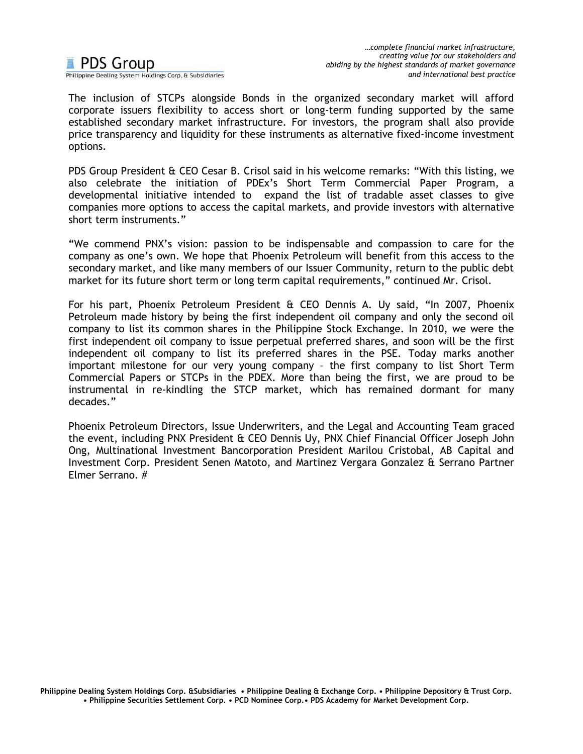The inclusion of STCPs alongside Bonds in the organized secondary market will afford corporate issuers flexibility to access short or long-term funding supported by the same established secondary market infrastructure. For investors, the program shall also provide price transparency and liquidity for these instruments as alternative fixed-income investment options.

PDS Group President & CEO Cesar B. Crisol said in his welcome remarks: "With this listing, we also celebrate the initiation of PDEx's Short Term Commercial Paper Program, a developmental initiative intended to expand the list of tradable asset classes to give companies more options to access the capital markets, and provide investors with alternative short term instruments."

"We commend PNX's vision: passion to be indispensable and compassion to care for the company as one's own. We hope that Phoenix Petroleum will benefit from this access to the secondary market, and like many members of our Issuer Community, return to the public debt market for its future short term or long term capital requirements," continued Mr. Crisol.

For his part, Phoenix Petroleum President & CEO Dennis A. Uy said, "In 2007, Phoenix Petroleum made history by being the first independent oil company and only the second oil company to list its common shares in the Philippine Stock Exchange. In 2010, we were the first independent oil company to issue perpetual preferred shares, and soon will be the first independent oil company to list its preferred shares in the PSE. Today marks another important milestone for our very young company – the first company to list Short Term Commercial Papers or STCPs in the PDEX. More than being the first, we are proud to be instrumental in re-kindling the STCP market, which has remained dormant for many decades."

Phoenix Petroleum Directors, Issue Underwriters, and the Legal and Accounting Team graced the event, including PNX President & CEO Dennis Uy, PNX Chief Financial Officer Joseph John Ong, Multinational Investment Bancorporation President Marilou Cristobal, AB Capital and Investment Corp. President Senen Matoto, and Martinez Vergara Gonzalez & Serrano Partner Elmer Serrano. #